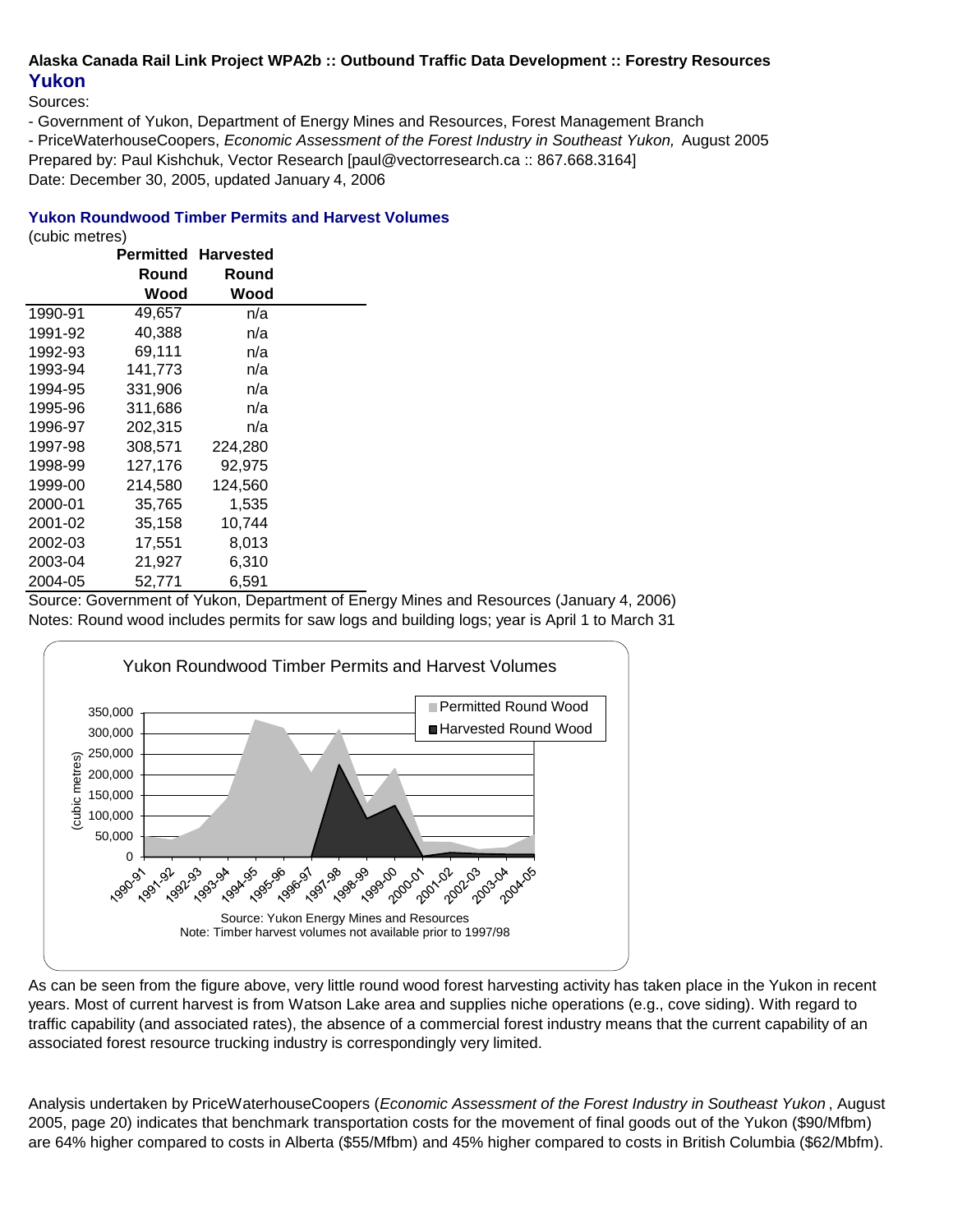**Alaska Canada Rail Link Project WPA2b :: Outbound Traffic Data Development :: Forestry Resources**

## Yukon

Sources:

- Government of Yukon, Department of Energy Mines and Resources, Forest Management Branch
- PriceWaterhouseCoopers, *Economic Assessment of the Forest Industry in Southeast Yukon,* August 2005

Prepared by: Paul Kishchuk, Vector Research [paul@vectorresearch.ca :: 867.668.3164]

Date: December 30, 2005, updated January 4, 2006

### Yukon Roundwood Timber Permits and Harvest Volumes

(cubic metres)

| | Permitted Round Wood | Harvested Round Wood |
|---|---|---|
| 1990-91 | 49,657 | n/a |
| 1991-92 | 40,388 | n/a |
| 1992-93 | 69,111 | n/a |
| 1993-94 | 141,773 | n/a |
| 1994-95 | 331,906 | n/a |
| 1995-96 | 311,686 | n/a |
| 1996-97 | 202,315 | n/a |
| 1997-98 | 308,571 | 224,280 |
| 1998-99 | 127,176 | 92,975 |
| 1999-00 | 214,580 | 124,560 |
| 2000-01 | 35,765 | 1,535 |
| 2001-02 | 35,158 | 10,744 |
| 2002-03 | 17,551 | 8,013 |
| 2003-04 | 21,927 | 6,310 |
| 2004-05 | 52,771 | 6,591 |

Source: Government of Yukon, Department of Energy Mines and Resources (January 4, 2006)

Notes: Round wood includes permits for saw logs and building logs; year is April 1 to March 31

Yukon Roundwood Timber Permits and Harvest Volumes

Source: Yukon Energy Mines and Resources
Note: Timber harvest volumes not available prior to 1997/98

As can be seen from the figure above, very little round wood forest harvesting activity has taken place in the Yukon in recent years. Most of current harvest is from Watson Lake area and supplies niche operations (e.g., cove siding). With regard to traffic capability (and associated rates), the absence of a commercial forest industry means that the current capability of an associated forest resource trucking industry is correspondingly very limited.

Analysis undertaken by PriceWaterhouseCoopers (*Economic Assessment of the Forest Industry in Southeast Yukon* , August 2005, page 20) indicates that benchmark transportation costs for the movement of final goods out of the Yukon ($90/Mfbm) are 64% higher compared to costs in Alberta ($55/Mfbm) and 45% higher compared to costs in British Columbia ($62/Mbfm).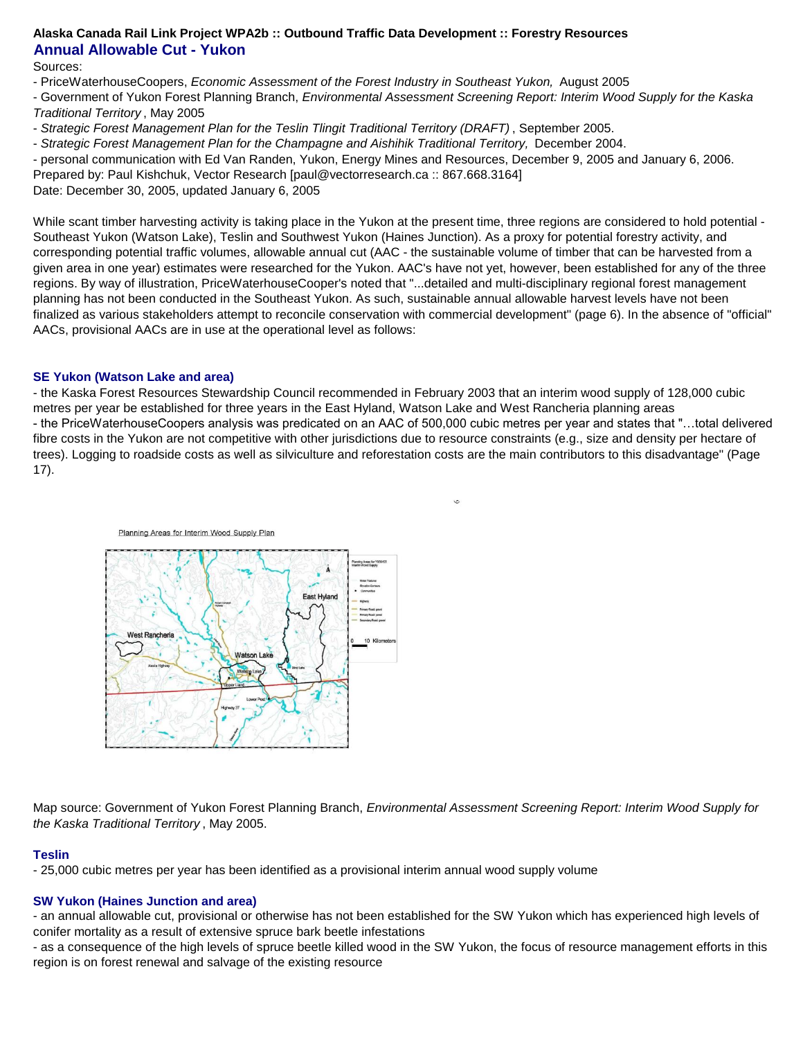**Alaska Canada Rail Link Project WPA2b :: Outbound Traffic Data Development :: Forestry Resources**

## Annual Allowable Cut - Yukon

Sources:

- PriceWaterhouseCoopers, *Economic Assessment of the Forest Industry in Southeast Yukon,* August 2005
- Government of Yukon Forest Planning Branch, *Environmental Assessment Screening Report: Interim Wood Supply for the Kaska Traditional Territory* , May 2005
- *Strategic Forest Management Plan for the Teslin Tlingit Traditional Territory (DRAFT)* , September 2005.
- *Strategic Forest Management Plan for the Champagne and Aishihik Traditional Territory,* December 2004.
- personal communication with Ed Van Randen, Yukon, Energy Mines and Resources, December 9, 2005 and January 6, 2006.

Prepared by: Paul Kishchuk, Vector Research [paul@vectorresearch.ca :: 867.668.3164]

Date: December 30, 2005, updated January 6, 2005

While scant timber harvesting activity is taking place in the Yukon at the present time, three regions are considered to hold potential - Southeast Yukon (Watson Lake), Teslin and Southwest Yukon (Haines Junction). As a proxy for potential forestry activity, and corresponding potential traffic volumes, allowable annual cut (AAC - the sustainable volume of timber that can be harvested from a given area in one year) estimates were researched for the Yukon. AAC's have not yet, however, been established for any of the three regions. By way of illustration, PriceWaterhouseCooper's noted that "...detailed and multi-disciplinary regional forest management planning has not been conducted in the Southeast Yukon. As such, sustainable annual allowable harvest levels have not been finalized as various stakeholders attempt to reconcile conservation with commercial development" (page 6). In the absence of "official" AACs, provisional AACs are in use at the operational level as follows:

### SE Yukon (Watson Lake and area)

- the Kaska Forest Resources Stewardship Council recommended in February 2003 that an interim wood supply of 128,000 cubic metres per year be established for three years in the East Hyland, Watson Lake and West Rancheria planning areas
- the PriceWaterhouseCoopers analysis was predicated on an AAC of 500,000 cubic metres per year and states that "…total delivered fibre costs in the Yukon are not competitive with other jurisdictions due to resource constraints (e.g., size and density per hectare of trees). Logging to roadside costs as well as silviculture and reforestation costs are the main contributors to this disadvantage" (Page 17).

Planning Areas for Interim Wood Supply Plan

East Hyland

West Rancheria

Watson Lake

0 10 Kilometers

Map source: Government of Yukon Forest Planning Branch, *Environmental Assessment Screening Report: Interim Wood Supply for the Kaska Traditional Territory* , May 2005.

### Teslin

- 25,000 cubic metres per year has been identified as a provisional interim annual wood supply volume

### SW Yukon (Haines Junction and area)

- an annual allowable cut, provisional or otherwise has not been established for the SW Yukon which has experienced high levels of conifer mortality as a result of extensive spruce bark beetle infestations
- as a consequence of the high levels of spruce beetle killed wood in the SW Yukon, the focus of resource management efforts in this region is on forest renewal and salvage of the existing resource